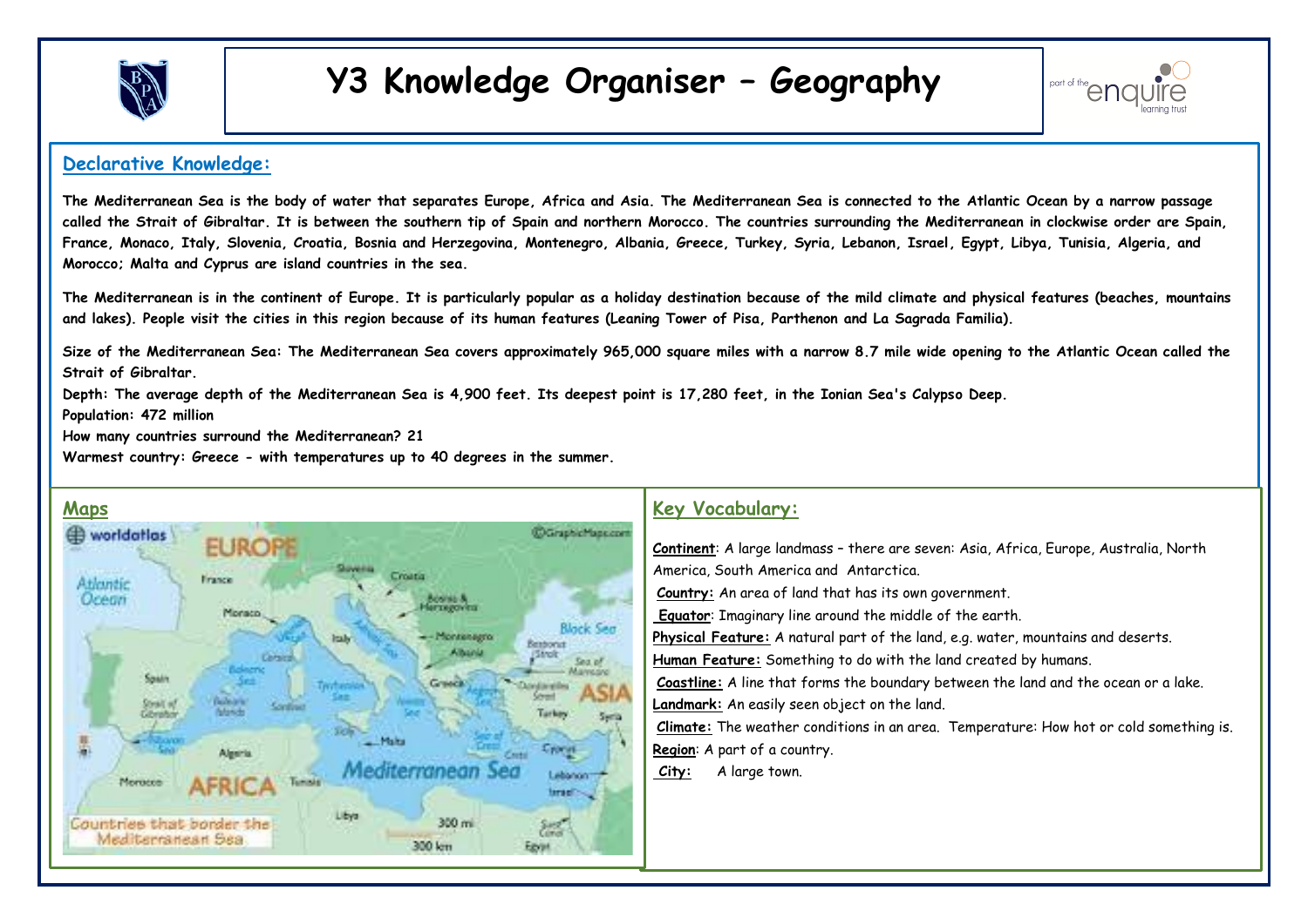# Y3 Knowledge Organiser – Geography

## Declarative Knowledge:

**The Mediterranean Sea is the body of water that separates Europe, Africa and Asia. The Mediterranean Sea is connected to the Atlantic Ocean by a narrow passage called the Strait of Gibraltar. It is between the southern tip of Spain and northern Morocco. The countries surrounding the Mediterranean in clockwise order are Spain, France, Monaco, Italy, Slovenia, Croatia, Bosnia and Herzegovina, Montenegro, Albania, Greece, Turkey, Syria, Lebanon, Israel, Egypt, Libya, Tunisia, Algeria, and Morocco; Malta and Cyprus are island countries in the sea.**

**The Mediterranean is in the continent of Europe. It is particularly popular as a holiday destination because of the mild climate and physical features (beaches, mountains and lakes). People visit the cities in this region because of its human features (Leaning Tower of Pisa, Parthenon and La Sagrada Familia).**

**Size of the Mediterranean Sea: The Mediterranean Sea covers approximately 965,000 square miles with a narrow 8.7 mile wide opening to the Atlantic Ocean called the Strait of Gibraltar.**

**Depth: The average depth of the Mediterranean Sea is 4,900 feet. Its deepest point is 17,280 feet, in the Ionian Sea's Calypso Deep.**

**Population: 472 million**

**How many countries surround the Mediterranean? 21**

**Warmest country: Greece - with temperatures up to 40 degrees in the summer.**

## Maps

## Key Vocabulary:

**Continent**: A large landmass – there are seven: Asia, Africa, Europe, Australia, North America, South America and Antarctica.

**Country:** An area of land that has its own government.

**Equator**: Imaginary line around the middle of the earth.

**Physical Feature:** A natural part of the land, e.g. water, mountains and deserts.

**Human Feature:** Something to do with the land created by humans.

**Coastline:** A line that forms the boundary between the land and the ocean or a lake.

**Landmark:** An easily seen object on the land.

**Climate:** The weather conditions in an area. Temperature: How hot or cold something is.

**Region**: A part of a country.

**City:** A large town.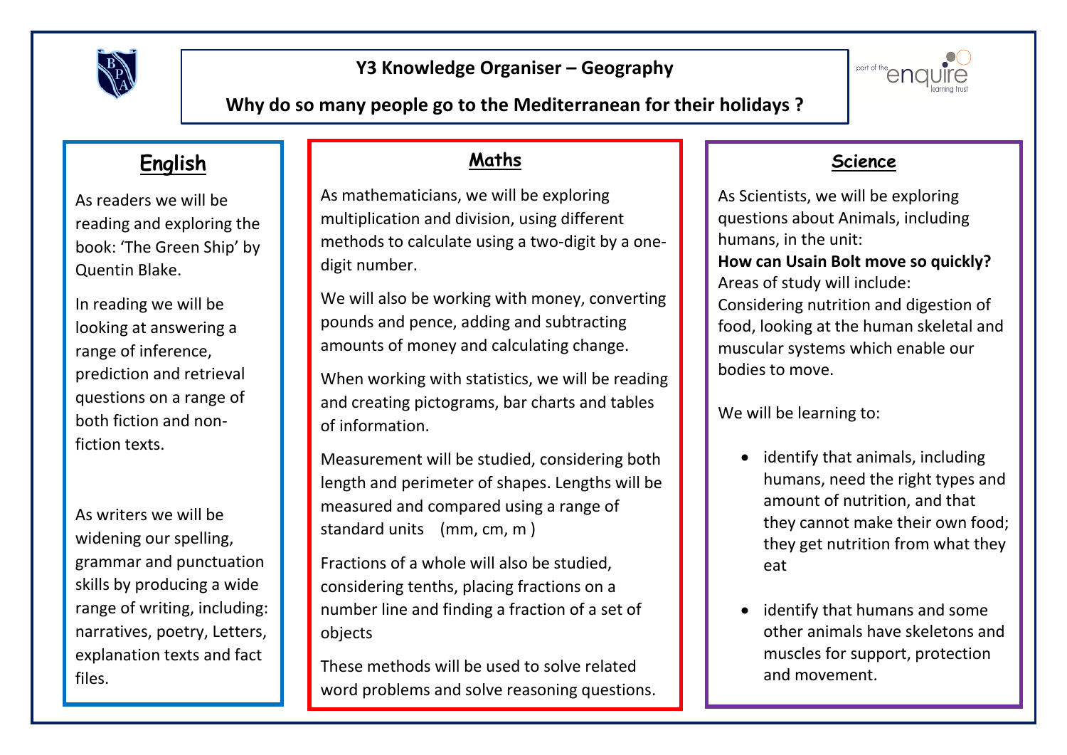# Y3 Knowledge Organiser – Geography

**Why do so many people go to the Mediterranean for their holidays ?**

## English

As readers we will be reading and exploring the book: 'The Green Ship' by Quentin Blake.

In reading we will be looking at answering a range of inference, prediction and retrieval questions on a range of both fiction and non-fiction texts.

As writers we will be widening our spelling, grammar and punctuation skills by producing a wide range of writing, including: narratives, poetry, Letters, explanation texts and fact files.

## Maths

As mathematicians, we will be exploring multiplication and division, using different methods to calculate using a two-digit by a one-digit number.

We will also be working with money, converting pounds and pence, adding and subtracting amounts of money and calculating change.

When working with statistics, we will be reading and creating pictograms, bar charts and tables of information.

Measurement will be studied, considering both length and perimeter of shapes. Lengths will be measured and compared using a range of standard units (mm, cm, m )

Fractions of a whole will also be studied, considering tenths, placing fractions on a number line and finding a fraction of a set of objects

These methods will be used to solve related word problems and solve reasoning questions.

## Science

As Scientists, we will be exploring questions about Animals, including humans, in the unit:

**How can Usain Bolt move so quickly?**

Areas of study will include:
Considering nutrition and digestion of food, looking at the human skeletal and muscular systems which enable our bodies to move.

We will be learning to:

- identify that animals, including humans, need the right types and amount of nutrition, and that they cannot make their own food; they get nutrition from what they eat
- identify that humans and some other animals have skeletons and muscles for support, protection and movement.